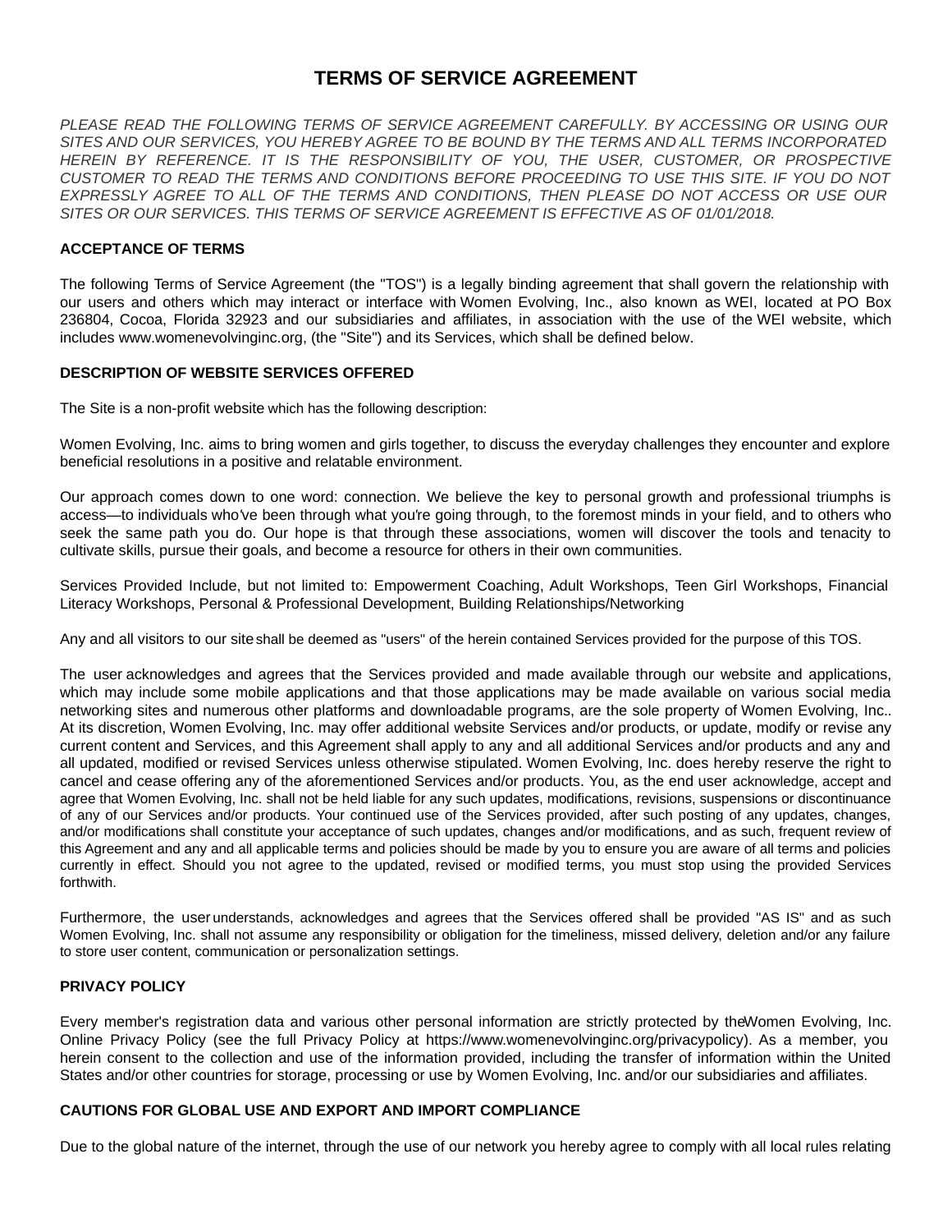# TERMS OF SERVICE AGREEMENT

*PLEASE READ THE FOLLOWING TERMS OF SERVICE AGREEMENT CAREFULLY. BY ACCESSING OR USING OUR SITES AND OUR SERVICES, YOU HEREBY AGREE TO BE BOUND BY THE TERMS AND ALL TERMS INCORPORATED HEREIN BY REFERENCE. IT IS THE RESPONSIBILITY OF YOU, THE USER, CUSTOMER, OR PROSPECTIVE CUSTOMER TO READ THE TERMS AND CONDITIONS BEFORE PROCEEDING TO USE THIS SITE. IF YOU DO NOT EXPRESSLY AGREE TO ALL OF THE TERMS AND CONDITIONS, THEN PLEASE DO NOT ACCESS OR USE OUR SITES OR OUR SERVICES. THIS TERMS OF SERVICE AGREEMENT IS EFFECTIVE AS OF 01/01/2018.*

**ACCEPTANCE OF TERMS**

The following Terms of Service Agreement (the "TOS") is a legally binding agreement that shall govern the relationship with our users and others which may interact or interface with Women Evolving, Inc., also known as WEI, located at PO Box 236804, Cocoa, Florida 32923 and our subsidiaries and affiliates, in association with the use of the WEI website, which includes www.womenevolvinginc.org, (the "Site") and its Services, which shall be defined below.

**DESCRIPTION OF WEBSITE SERVICES OFFERED**

The Site is a non-profit website which has the following description:

Women Evolving, Inc. aims to bring women and girls together, to discuss the everyday challenges they encounter and explore beneficial resolutions in a positive and relatable environment.

Our approach comes down to one word: connection. We believe the key to personal growth and professional triumphs is access—to individuals who've been through what you're going through, to the foremost minds in your field, and to others who seek the same path you do. Our hope is that through these associations, women will discover the tools and tenacity to cultivate skills, pursue their goals, and become a resource for others in their own communities.

Services Provided Include, but not limited to: Empowerment Coaching, Adult Workshops, Teen Girl Workshops, Financial Literacy Workshops, Personal & Professional Development, Building Relationships/Networking

Any and all visitors to our site shall be deemed as "users" of the herein contained Services provided for the purpose of this TOS.

The user acknowledges and agrees that the Services provided and made available through our website and applications, which may include some mobile applications and that those applications may be made available on various social media networking sites and numerous other platforms and downloadable programs, are the sole property of Women Evolving, Inc.. At its discretion, Women Evolving, Inc. may offer additional website Services and/or products, or update, modify or revise any current content and Services, and this Agreement shall apply to any and all additional Services and/or products and any and all updated, modified or revised Services unless otherwise stipulated. Women Evolving, Inc. does hereby reserve the right to cancel and cease offering any of the aforementioned Services and/or products. You, as the end user acknowledge, accept and agree that Women Evolving, Inc. shall not be held liable for any such updates, modifications, revisions, suspensions or discontinuance of any of our Services and/or products. Your continued use of the Services provided, after such posting of any updates, changes, and/or modifications shall constitute your acceptance of such updates, changes and/or modifications, and as such, frequent review of this Agreement and any and all applicable terms and policies should be made by you to ensure you are aware of all terms and policies currently in effect. Should you not agree to the updated, revised or modified terms, you must stop using the provided Services forthwith.

Furthermore, the user understands, acknowledges and agrees that the Services offered shall be provided "AS IS" and as such Women Evolving, Inc. shall not assume any responsibility or obligation for the timeliness, missed delivery, deletion and/or any failure to store user content, communication or personalization settings.

**PRIVACY POLICY**

Every member's registration data and various other personal information are strictly protected by the Women Evolving, Inc. Online Privacy Policy (see the full Privacy Policy at https://www.womenevolvinginc.org/privacypolicy). As a member, you herein consent to the collection and use of the information provided, including the transfer of information within the United States and/or other countries for storage, processing or use by Women Evolving, Inc. and/or our subsidiaries and affiliates.

**CAUTIONS FOR GLOBAL USE AND EXPORT AND IMPORT COMPLIANCE**

Due to the global nature of the internet, through the use of our network you hereby agree to comply with all local rules relating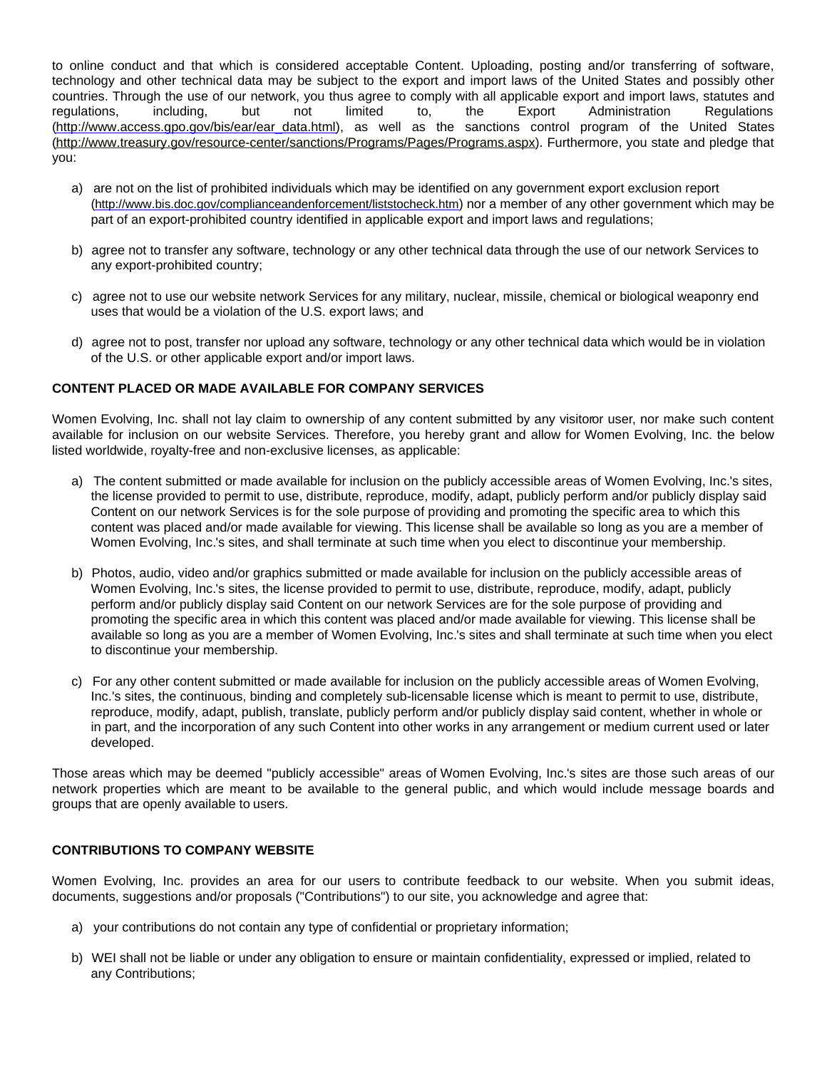to online conduct and that which is considered acceptable Content. Uploading, posting and/or transferring of software, technology and other technical data may be subject to the export and import laws of the United States and possibly other countries. Through the use of our network, you thus agree to comply with all applicable export and import laws, statutes and regulations, including, but not limited to, the Export Administration Regulations (http://www.access.gpo.gov/bis/ear/ear_data.html), as well as the sanctions control program of the United States (http://www.treasury.gov/resource-center/sanctions/Programs/Pages/Programs.aspx). Furthermore, you state and pledge that you:

a) are not on the list of prohibited individuals which may be identified on any government export exclusion report (http://www.bis.doc.gov/complianceandenforcement/liststocheck.htm) nor a member of any other government which may be part of an export-prohibited country identified in applicable export and import laws and regulations;

b) agree not to transfer any software, technology or any other technical data through the use of our network Services to any export-prohibited country;

c) agree not to use our website network Services for any military, nuclear, missile, chemical or biological weaponry end uses that would be a violation of the U.S. export laws; and

d) agree not to post, transfer nor upload any software, technology or any other technical data which would be in violation of the U.S. or other applicable export and/or import laws.

**CONTENT PLACED OR MADE AVAILABLE FOR COMPANY SERVICES**

Women Evolving, Inc. shall not lay claim to ownership of any content submitted by any visitoror user, nor make such content available for inclusion on our website Services. Therefore, you hereby grant and allow for Women Evolving, Inc. the below listed worldwide, royalty-free and non-exclusive licenses, as applicable:

a) The content submitted or made available for inclusion on the publicly accessible areas of Women Evolving, Inc.'s sites, the license provided to permit to use, distribute, reproduce, modify, adapt, publicly perform and/or publicly display said Content on our network Services is for the sole purpose of providing and promoting the specific area to which this content was placed and/or made available for viewing. This license shall be available so long as you are a member of Women Evolving, Inc.'s sites, and shall terminate at such time when you elect to discontinue your membership.

b) Photos, audio, video and/or graphics submitted or made available for inclusion on the publicly accessible areas of Women Evolving, Inc.'s sites, the license provided to permit to use, distribute, reproduce, modify, adapt, publicly perform and/or publicly display said Content on our network Services are for the sole purpose of providing and promoting the specific area in which this content was placed and/or made available for viewing. This license shall be available so long as you are a member of Women Evolving, Inc.'s sites and shall terminate at such time when you elect to discontinue your membership.

c) For any other content submitted or made available for inclusion on the publicly accessible areas of Women Evolving, Inc.'s sites, the continuous, binding and completely sub-licensable license which is meant to permit to use, distribute, reproduce, modify, adapt, publish, translate, publicly perform and/or publicly display said content, whether in whole or in part, and the incorporation of any such Content into other works in any arrangement or medium current used or later developed.

Those areas which may be deemed "publicly accessible" areas of Women Evolving, Inc.'s sites are those such areas of our network properties which are meant to be available to the general public, and which would include message boards and groups that are openly available to users.

**CONTRIBUTIONS TO COMPANY WEBSITE**

Women Evolving, Inc. provides an area for our users to contribute feedback to our website. When you submit ideas, documents, suggestions and/or proposals ("Contributions") to our site, you acknowledge and agree that:

a) your contributions do not contain any type of confidential or proprietary information;

b) WEI shall not be liable or under any obligation to ensure or maintain confidentiality, expressed or implied, related to any Contributions;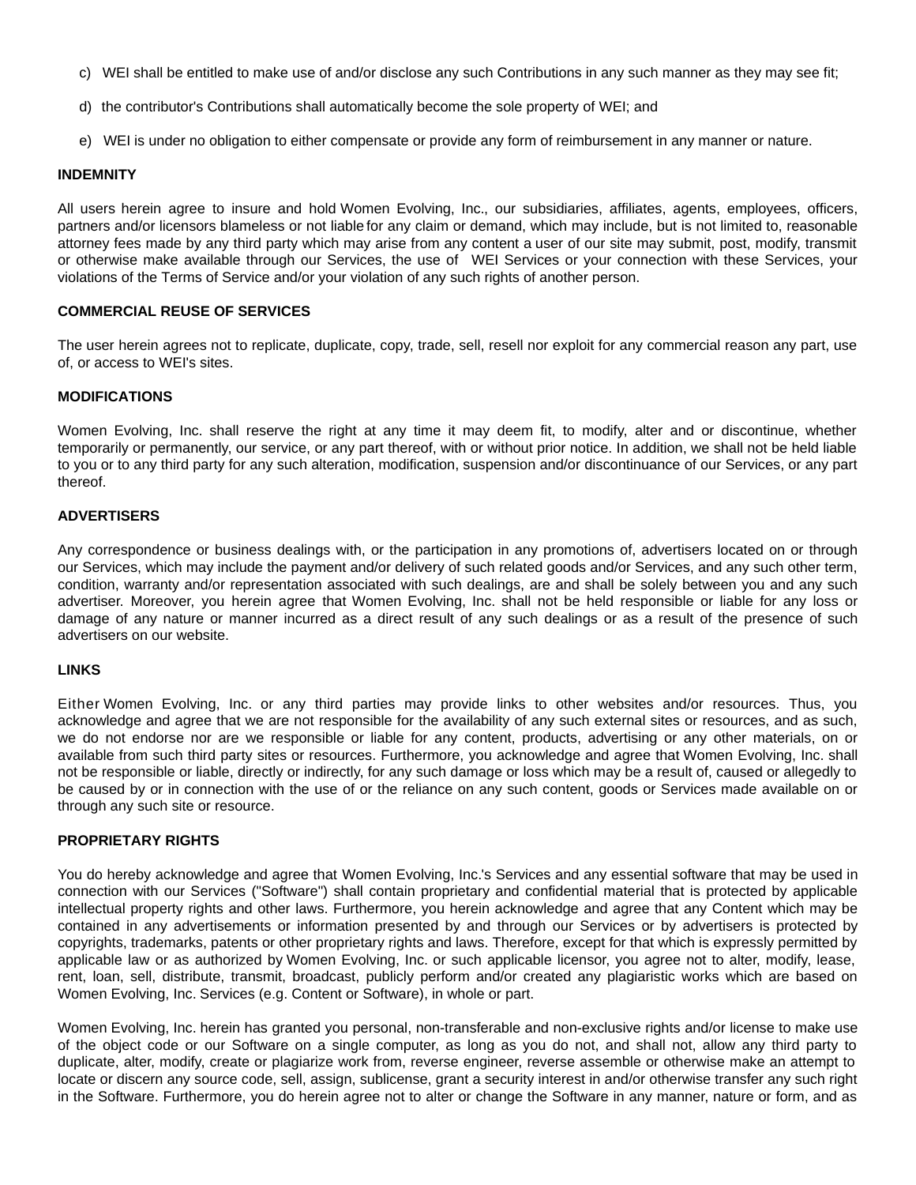c) WEI shall be entitled to make use of and/or disclose any such Contributions in any such manner as they may see fit;

d) the contributor's Contributions shall automatically become the sole property of WEI; and

e) WEI is under no obligation to either compensate or provide any form of reimbursement in any manner or nature.

**INDEMNITY**

All users herein agree to insure and hold Women Evolving, Inc., our subsidiaries, affiliates, agents, employees, officers, partners and/or licensors blameless or not liable for any claim or demand, which may include, but is not limited to, reasonable attorney fees made by any third party which may arise from any content a user of our site may submit, post, modify, transmit or otherwise make available through our Services, the use of WEI Services or your connection with these Services, your violations of the Terms of Service and/or your violation of any such rights of another person.

**COMMERCIAL REUSE OF SERVICES**

The user herein agrees not to replicate, duplicate, copy, trade, sell, resell nor exploit for any commercial reason any part, use of, or access to WEI's sites.

**MODIFICATIONS**

Women Evolving, Inc. shall reserve the right at any time it may deem fit, to modify, alter and or discontinue, whether temporarily or permanently, our service, or any part thereof, with or without prior notice. In addition, we shall not be held liable to you or to any third party for any such alteration, modification, suspension and/or discontinuance of our Services, or any part thereof.

**ADVERTISERS**

Any correspondence or business dealings with, or the participation in any promotions of, advertisers located on or through our Services, which may include the payment and/or delivery of such related goods and/or Services, and any such other term, condition, warranty and/or representation associated with such dealings, are and shall be solely between you and any such advertiser. Moreover, you herein agree that Women Evolving, Inc. shall not be held responsible or liable for any loss or damage of any nature or manner incurred as a direct result of any such dealings or as a result of the presence of such advertisers on our website.

**LINKS**

Either Women Evolving, Inc. or any third parties may provide links to other websites and/or resources. Thus, you acknowledge and agree that we are not responsible for the availability of any such external sites or resources, and as such, we do not endorse nor are we responsible or liable for any content, products, advertising or any other materials, on or available from such third party sites or resources. Furthermore, you acknowledge and agree that Women Evolving, Inc. shall not be responsible or liable, directly or indirectly, for any such damage or loss which may be a result of, caused or allegedly to be caused by or in connection with the use of or the reliance on any such content, goods or Services made available on or through any such site or resource.

**PROPRIETARY RIGHTS**

You do hereby acknowledge and agree that Women Evolving, Inc.'s Services and any essential software that may be used in connection with our Services ("Software") shall contain proprietary and confidential material that is protected by applicable intellectual property rights and other laws. Furthermore, you herein acknowledge and agree that any Content which may be contained in any advertisements or information presented by and through our Services or by advertisers is protected by copyrights, trademarks, patents or other proprietary rights and laws. Therefore, except for that which is expressly permitted by applicable law or as authorized by Women Evolving, Inc. or such applicable licensor, you agree not to alter, modify, lease, rent, loan, sell, distribute, transmit, broadcast, publicly perform and/or created any plagiaristic works which are based on Women Evolving, Inc. Services (e.g. Content or Software), in whole or part.

Women Evolving, Inc. herein has granted you personal, non-transferable and non-exclusive rights and/or license to make use of the object code or our Software on a single computer, as long as you do not, and shall not, allow any third party to duplicate, alter, modify, create or plagiarize work from, reverse engineer, reverse assemble or otherwise make an attempt to locate or discern any source code, sell, assign, sublicense, grant a security interest in and/or otherwise transfer any such right in the Software. Furthermore, you do herein agree not to alter or change the Software in any manner, nature or form, and as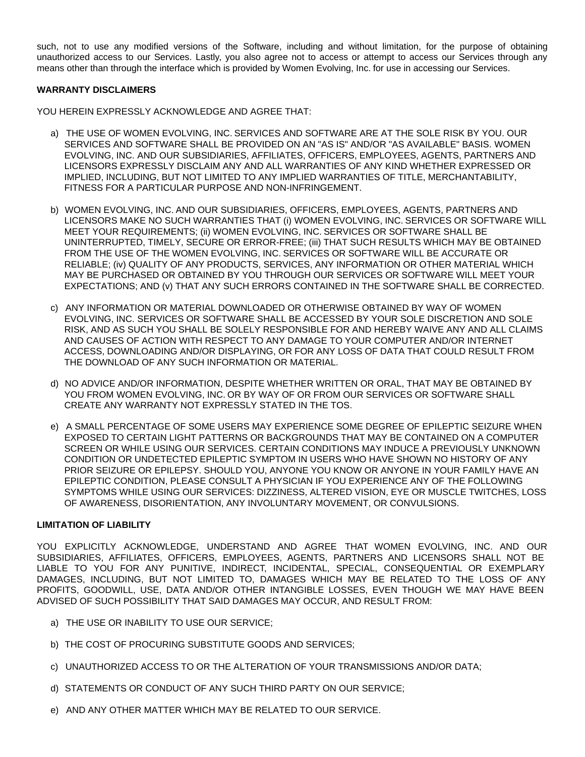such, not to use any modified versions of the Software, including and without limitation, for the purpose of obtaining unauthorized access to our Services. Lastly, you also agree not to access or attempt to access our Services through any means other than through the interface which is provided by Women Evolving, Inc. for use in accessing our Services.

**WARRANTY DISCLAIMERS**

YOU HEREIN EXPRESSLY ACKNOWLEDGE AND AGREE THAT:

a) THE USE OF WOMEN EVOLVING, INC. SERVICES AND SOFTWARE ARE AT THE SOLE RISK BY YOU. OUR SERVICES AND SOFTWARE SHALL BE PROVIDED ON AN "AS IS" AND/OR "AS AVAILABLE" BASIS. WOMEN EVOLVING, INC. AND OUR SUBSIDIARIES, AFFILIATES, OFFICERS, EMPLOYEES, AGENTS, PARTNERS AND LICENSORS EXPRESSLY DISCLAIM ANY AND ALL WARRANTIES OF ANY KIND WHETHER EXPRESSED OR IMPLIED, INCLUDING, BUT NOT LIMITED TO ANY IMPLIED WARRANTIES OF TITLE, MERCHANTABILITY, FITNESS FOR A PARTICULAR PURPOSE AND NON-INFRINGEMENT.

b) WOMEN EVOLVING, INC. AND OUR SUBSIDIARIES, OFFICERS, EMPLOYEES, AGENTS, PARTNERS AND LICENSORS MAKE NO SUCH WARRANTIES THAT (i) WOMEN EVOLVING, INC. SERVICES OR SOFTWARE WILL MEET YOUR REQUIREMENTS; (ii) WOMEN EVOLVING, INC. SERVICES OR SOFTWARE SHALL BE UNINTERRUPTED, TIMELY, SECURE OR ERROR-FREE; (iii) THAT SUCH RESULTS WHICH MAY BE OBTAINED FROM THE USE OF THE WOMEN EVOLVING, INC. SERVICES OR SOFTWARE WILL BE ACCURATE OR RELIABLE; (iv) QUALITY OF ANY PRODUCTS, SERVICES, ANY INFORMATION OR OTHER MATERIAL WHICH MAY BE PURCHASED OR OBTAINED BY YOU THROUGH OUR SERVICES OR SOFTWARE WILL MEET YOUR EXPECTATIONS; AND (v) THAT ANY SUCH ERRORS CONTAINED IN THE SOFTWARE SHALL BE CORRECTED.

c) ANY INFORMATION OR MATERIAL DOWNLOADED OR OTHERWISE OBTAINED BY WAY OF WOMEN EVOLVING, INC. SERVICES OR SOFTWARE SHALL BE ACCESSED BY YOUR SOLE DISCRETION AND SOLE RISK, AND AS SUCH YOU SHALL BE SOLELY RESPONSIBLE FOR AND HEREBY WAIVE ANY AND ALL CLAIMS AND CAUSES OF ACTION WITH RESPECT TO ANY DAMAGE TO YOUR COMPUTER AND/OR INTERNET ACCESS, DOWNLOADING AND/OR DISPLAYING, OR FOR ANY LOSS OF DATA THAT COULD RESULT FROM THE DOWNLOAD OF ANY SUCH INFORMATION OR MATERIAL.

d) NO ADVICE AND/OR INFORMATION, DESPITE WHETHER WRITTEN OR ORAL, THAT MAY BE OBTAINED BY YOU FROM WOMEN EVOLVING, INC. OR BY WAY OF OR FROM OUR SERVICES OR SOFTWARE SHALL CREATE ANY WARRANTY NOT EXPRESSLY STATED IN THE TOS.

e) A SMALL PERCENTAGE OF SOME USERS MAY EXPERIENCE SOME DEGREE OF EPILEPTIC SEIZURE WHEN EXPOSED TO CERTAIN LIGHT PATTERNS OR BACKGROUNDS THAT MAY BE CONTAINED ON A COMPUTER SCREEN OR WHILE USING OUR SERVICES. CERTAIN CONDITIONS MAY INDUCE A PREVIOUSLY UNKNOWN CONDITION OR UNDETECTED EPILEPTIC SYMPTOM IN USERS WHO HAVE SHOWN NO HISTORY OF ANY PRIOR SEIZURE OR EPILEPSY. SHOULD YOU, ANYONE YOU KNOW OR ANYONE IN YOUR FAMILY HAVE AN EPILEPTIC CONDITION, PLEASE CONSULT A PHYSICIAN IF YOU EXPERIENCE ANY OF THE FOLLOWING SYMPTOMS WHILE USING OUR SERVICES: DIZZINESS, ALTERED VISION, EYE OR MUSCLE TWITCHES, LOSS OF AWARENESS, DISORIENTATION, ANY INVOLUNTARY MOVEMENT, OR CONVULSIONS.

**LIMITATION OF LIABILITY**

YOU EXPLICITLY ACKNOWLEDGE, UNDERSTAND AND AGREE THAT WOMEN EVOLVING, INC. AND OUR SUBSIDIARIES, AFFILIATES, OFFICERS, EMPLOYEES, AGENTS, PARTNERS AND LICENSORS SHALL NOT BE LIABLE TO YOU FOR ANY PUNITIVE, INDIRECT, INCIDENTAL, SPECIAL, CONSEQUENTIAL OR EXEMPLARY DAMAGES, INCLUDING, BUT NOT LIMITED TO, DAMAGES WHICH MAY BE RELATED TO THE LOSS OF ANY PROFITS, GOODWILL, USE, DATA AND/OR OTHER INTANGIBLE LOSSES, EVEN THOUGH WE MAY HAVE BEEN ADVISED OF SUCH POSSIBILITY THAT SAID DAMAGES MAY OCCUR, AND RESULT FROM:

a) THE USE OR INABILITY TO USE OUR SERVICE;

b) THE COST OF PROCURING SUBSTITUTE GOODS AND SERVICES;

c) UNAUTHORIZED ACCESS TO OR THE ALTERATION OF YOUR TRANSMISSIONS AND/OR DATA;

d) STATEMENTS OR CONDUCT OF ANY SUCH THIRD PARTY ON OUR SERVICE;

e) AND ANY OTHER MATTER WHICH MAY BE RELATED TO OUR SERVICE.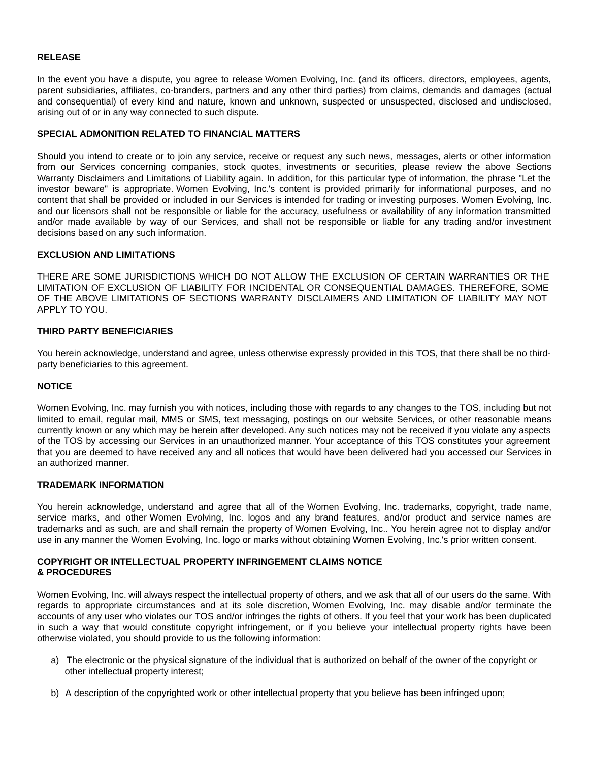**RELEASE**

In the event you have a dispute, you agree to release Women Evolving, Inc. (and its officers, directors, employees, agents, parent subsidiaries, affiliates, co-branders, partners and any other third parties) from claims, demands and damages (actual and consequential) of every kind and nature, known and unknown, suspected or unsuspected, disclosed and undisclosed, arising out of or in any way connected to such dispute.

**SPECIAL ADMONITION RELATED TO FINANCIAL MATTERS**

Should you intend to create or to join any service, receive or request any such news, messages, alerts or other information from our Services concerning companies, stock quotes, investments or securities, please review the above Sections Warranty Disclaimers and Limitations of Liability again. In addition, for this particular type of information, the phrase "Let the investor beware" is appropriate. Women Evolving, Inc.'s content is provided primarily for informational purposes, and no content that shall be provided or included in our Services is intended for trading or investing purposes. Women Evolving, Inc. and our licensors shall not be responsible or liable for the accuracy, usefulness or availability of any information transmitted and/or made available by way of our Services, and shall not be responsible or liable for any trading and/or investment decisions based on any such information.

**EXCLUSION AND LIMITATIONS**

THERE ARE SOME JURISDICTIONS WHICH DO NOT ALLOW THE EXCLUSION OF CERTAIN WARRANTIES OR THE LIMITATION OF EXCLUSION OF LIABILITY FOR INCIDENTAL OR CONSEQUENTIAL DAMAGES. THEREFORE, SOME OF THE ABOVE LIMITATIONS OF SECTIONS WARRANTY DISCLAIMERS AND LIMITATION OF LIABILITY MAY NOT APPLY TO YOU.

**THIRD PARTY BENEFICIARIES**

You herein acknowledge, understand and agree, unless otherwise expressly provided in this TOS, that there shall be no third-party beneficiaries to this agreement.

**NOTICE**

Women Evolving, Inc. may furnish you with notices, including those with regards to any changes to the TOS, including but not limited to email, regular mail, MMS or SMS, text messaging, postings on our website Services, or other reasonable means currently known or any which may be herein after developed. Any such notices may not be received if you violate any aspects of the TOS by accessing our Services in an unauthorized manner. Your acceptance of this TOS constitutes your agreement that you are deemed to have received any and all notices that would have been delivered had you accessed our Services in an authorized manner.

**TRADEMARK INFORMATION**

You herein acknowledge, understand and agree that all of the Women Evolving, Inc. trademarks, copyright, trade name, service marks, and other Women Evolving, Inc. logos and any brand features, and/or product and service names are trademarks and as such, are and shall remain the property of Women Evolving, Inc.. You herein agree not to display and/or use in any manner the Women Evolving, Inc. logo or marks without obtaining Women Evolving, Inc.'s prior written consent.

**COPYRIGHT OR INTELLECTUAL PROPERTY INFRINGEMENT CLAIMS NOTICE & PROCEDURES**

Women Evolving, Inc. will always respect the intellectual property of others, and we ask that all of our users do the same. With regards to appropriate circumstances and at its sole discretion, Women Evolving, Inc. may disable and/or terminate the accounts of any user who violates our TOS and/or infringes the rights of others. If you feel that your work has been duplicated in such a way that would constitute copyright infringement, or if you believe your intellectual property rights have been otherwise violated, you should provide to us the following information:

a) The electronic or the physical signature of the individual that is authorized on behalf of the owner of the copyright or other intellectual property interest;

b) A description of the copyrighted work or other intellectual property that you believe has been infringed upon;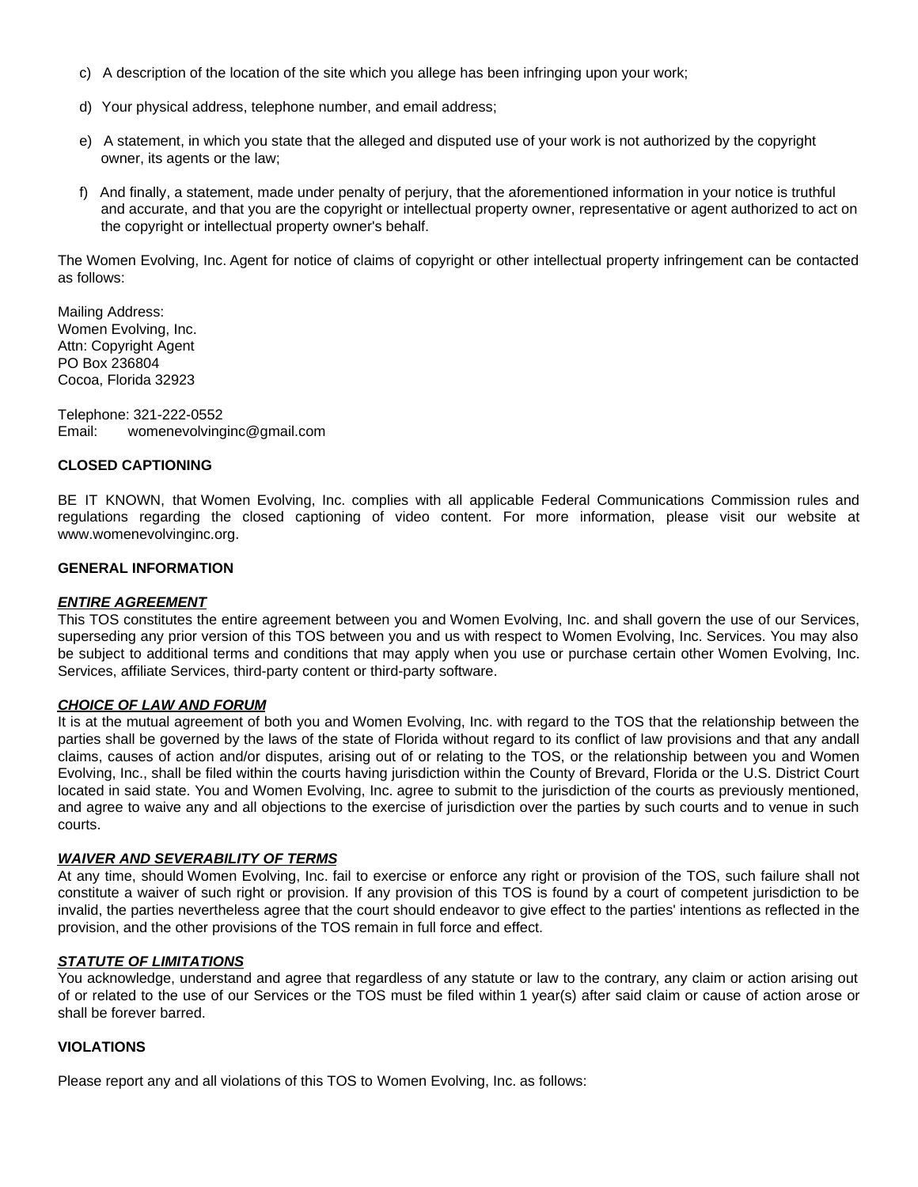c) A description of the location of the site which you allege has been infringing upon your work;

d) Your physical address, telephone number, and email address;

e) A statement, in which you state that the alleged and disputed use of your work is not authorized by the copyright owner, its agents or the law;

f) And finally, a statement, made under penalty of perjury, that the aforementioned information in your notice is truthful and accurate, and that you are the copyright or intellectual property owner, representative or agent authorized to act on the copyright or intellectual property owner's behalf.

The Women Evolving, Inc. Agent for notice of claims of copyright or other intellectual property infringement can be contacted as follows:

Mailing Address:
Women Evolving, Inc.
Attn: Copyright Agent
PO Box 236804
Cocoa, Florida 32923

Telephone: 321-222-0552
Email: womenevolvinginc@gmail.com

**CLOSED CAPTIONING**

BE IT KNOWN, that Women Evolving, Inc. complies with all applicable Federal Communications Commission rules and regulations regarding the closed captioning of video content. For more information, please visit our website at www.womenevolvinginc.org.

**GENERAL INFORMATION**

***ENTIRE AGREEMENT***
This TOS constitutes the entire agreement between you and Women Evolving, Inc. and shall govern the use of our Services, superseding any prior version of this TOS between you and us with respect to Women Evolving, Inc. Services. You may also be subject to additional terms and conditions that may apply when you use or purchase certain other Women Evolving, Inc. Services, affiliate Services, third-party content or third-party software.

***CHOICE OF LAW AND FORUM***
It is at the mutual agreement of both you and Women Evolving, Inc. with regard to the TOS that the relationship between the parties shall be governed by the laws of the state of Florida without regard to its conflict of law provisions and that any andall claims, causes of action and/or disputes, arising out of or relating to the TOS, or the relationship between you and Women Evolving, Inc., shall be filed within the courts having jurisdiction within the County of Brevard, Florida or the U.S. District Court located in said state. You and Women Evolving, Inc. agree to submit to the jurisdiction of the courts as previously mentioned, and agree to waive any and all objections to the exercise of jurisdiction over the parties by such courts and to venue in such courts.

***WAIVER AND SEVERABILITY OF TERMS***
At any time, should Women Evolving, Inc. fail to exercise or enforce any right or provision of the TOS, such failure shall not constitute a waiver of such right or provision. If any provision of this TOS is found by a court of competent jurisdiction to be invalid, the parties nevertheless agree that the court should endeavor to give effect to the parties' intentions as reflected in the provision, and the other provisions of the TOS remain in full force and effect.

***STATUTE OF LIMITATIONS***
You acknowledge, understand and agree that regardless of any statute or law to the contrary, any claim or action arising out of or related to the use of our Services or the TOS must be filed within 1 year(s) after said claim or cause of action arose or shall be forever barred.

**VIOLATIONS**

Please report any and all violations of this TOS to Women Evolving, Inc. as follows: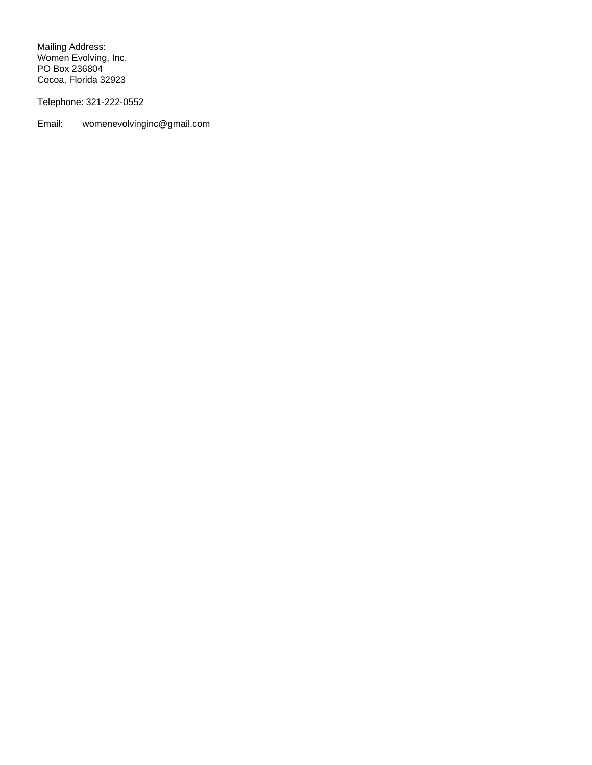Mailing Address:
Women Evolving, Inc.
PO Box 236804
Cocoa, Florida 32923

Telephone: 321-222-0552

Email: womenevolvinginc@gmail.com